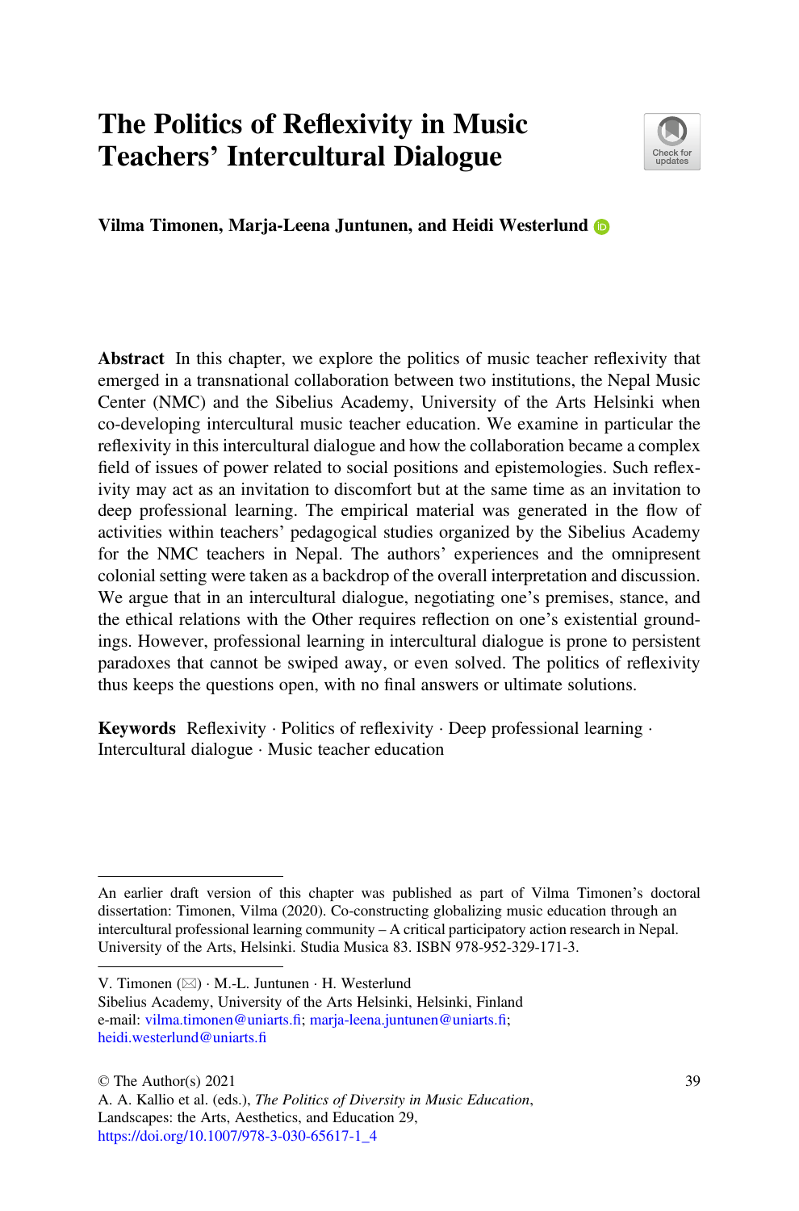# The Politics of Reflexivity in Music Teachers' Intercultural Dialogue

**Vilma Timonen, Marja-Leena Juntunen, and Heidi Westerlund**

**Abstract** In this chapter, we explore the politics of music teacher reflexivity that emerged in a transnational collaboration between two institutions, the Nepal Music Center (NMC) and the Sibelius Academy, University of the Arts Helsinki when co-developing intercultural music teacher education. We examine in particular the reflexivity in this intercultural dialogue and how the collaboration became a complex field of issues of power related to social positions and epistemologies. Such reflexivity may act as an invitation to discomfort but at the same time as an invitation to deep professional learning. The empirical material was generated in the flow of activities within teachers' pedagogical studies organized by the Sibelius Academy for the NMC teachers in Nepal. The authors' experiences and the omnipresent colonial setting were taken as a backdrop of the overall interpretation and discussion. We argue that in an intercultural dialogue, negotiating one's premises, stance, and the ethical relations with the Other requires reflection on one's existential groundings. However, professional learning in intercultural dialogue is prone to persistent paradoxes that cannot be swiped away, or even solved. The politics of reflexivity thus keeps the questions open, with no final answers or ultimate solutions.

**Keywords** Reflexivity · Politics of reflexivity · Deep professional learning · Intercultural dialogue · Music teacher education

---

An earlier draft version of this chapter was published as part of Vilma Timonen's doctoral dissertation: Timonen, Vilma (2020). Co-constructing globalizing music education through an intercultural professional learning community – A critical participatory action research in Nepal. University of the Arts, Helsinki. Studia Musica 83. ISBN 978-952-329-171-3.

---

V. Timonen (✉) · M.-L. Juntunen · H. Westerlund
Sibelius Academy, University of the Arts Helsinki, Helsinki, Finland
e-mail: vilma.timonen@uniarts.fi; marja-leena.juntunen@uniarts.fi; heidi.westerlund@uniarts.fi

© The Author(s) 2021
A. A. Kallio et al. (eds.), *The Politics of Diversity in Music Education*, Landscapes: the Arts, Aesthetics, and Education 29,
https://doi.org/10.1007/978-3-030-65617-1_4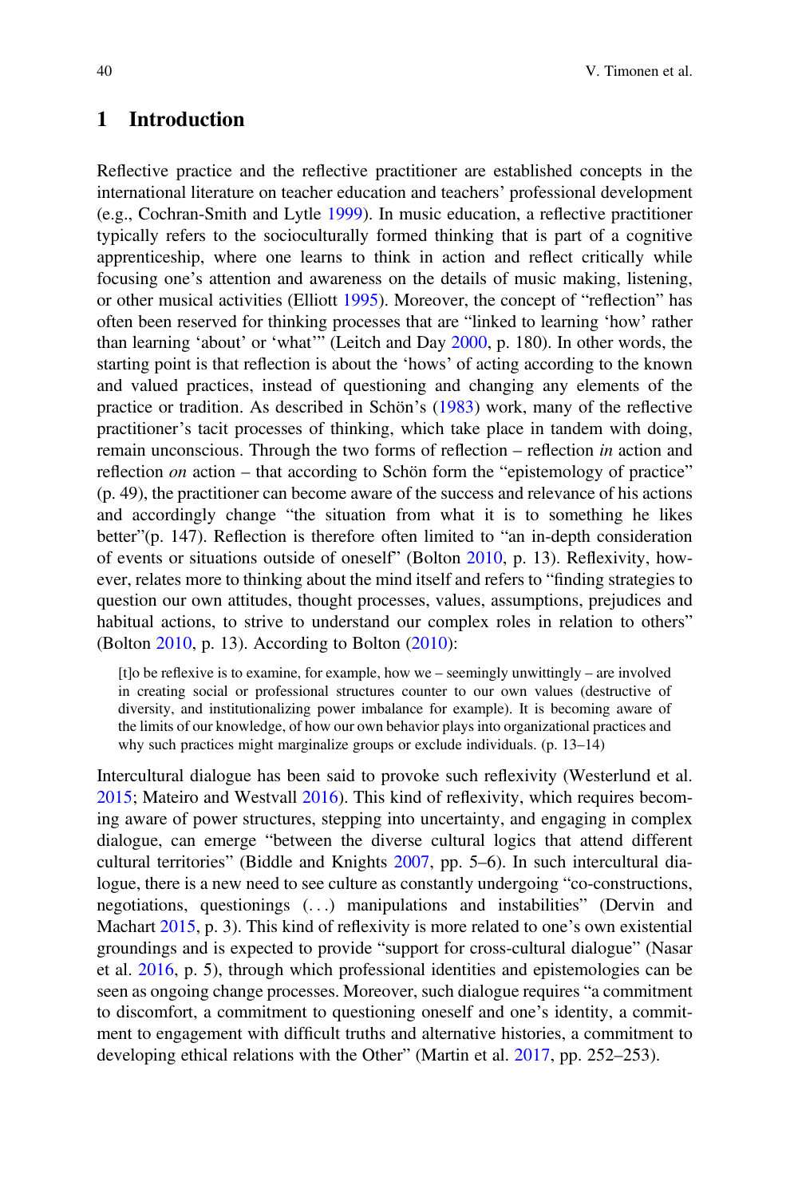## 1 Introduction

Reflective practice and the reflective practitioner are established concepts in the international literature on teacher education and teachers' professional development (e.g., Cochran-Smith and Lytle 1999). In music education, a reflective practitioner typically refers to the socioculturally formed thinking that is part of a cognitive apprenticeship, where one learns to think in action and reflect critically while focusing one's attention and awareness on the details of music making, listening, or other musical activities (Elliott 1995). Moreover, the concept of "reflection" has often been reserved for thinking processes that are "linked to learning 'how' rather than learning 'about' or 'what'" (Leitch and Day 2000, p. 180). In other words, the starting point is that reflection is about the 'hows' of acting according to the known and valued practices, instead of questioning and changing any elements of the practice or tradition. As described in Schön's (1983) work, many of the reflective practitioner's tacit processes of thinking, which take place in tandem with doing, remain unconscious. Through the two forms of reflection – reflection *in* action and reflection *on* action – that according to Schön form the "epistemology of practice" (p. 49), the practitioner can become aware of the success and relevance of his actions and accordingly change "the situation from what it is to something he likes better"(p. 147). Reflection is therefore often limited to "an in-depth consideration of events or situations outside of oneself" (Bolton 2010, p. 13). Reflexivity, however, relates more to thinking about the mind itself and refers to "finding strategies to question our own attitudes, thought processes, values, assumptions, prejudices and habitual actions, to strive to understand our complex roles in relation to others" (Bolton 2010, p. 13). According to Bolton (2010):

> [t]o be reflexive is to examine, for example, how we – seemingly unwittingly – are involved in creating social or professional structures counter to our own values (destructive of diversity, and institutionalizing power imbalance for example). It is becoming aware of the limits of our knowledge, of how our own behavior plays into organizational practices and why such practices might marginalize groups or exclude individuals. (p. 13–14)

Intercultural dialogue has been said to provoke such reflexivity (Westerlund et al. 2015; Mateiro and Westvall 2016). This kind of reflexivity, which requires becoming aware of power structures, stepping into uncertainty, and engaging in complex dialogue, can emerge "between the diverse cultural logics that attend different cultural territories" (Biddle and Knights 2007, pp. 5–6). In such intercultural dialogue, there is a new need to see culture as constantly undergoing "co-constructions, negotiations, questionings (...) manipulations and instabilities" (Dervin and Machart 2015, p. 3). This kind of reflexivity is more related to one's own existential groundings and is expected to provide "support for cross-cultural dialogue" (Nasar et al. 2016, p. 5), through which professional identities and epistemologies can be seen as ongoing change processes. Moreover, such dialogue requires "a commitment to discomfort, a commitment to questioning oneself and one's identity, a commitment to engagement with difficult truths and alternative histories, a commitment to developing ethical relations with the Other" (Martin et al. 2017, pp. 252–253).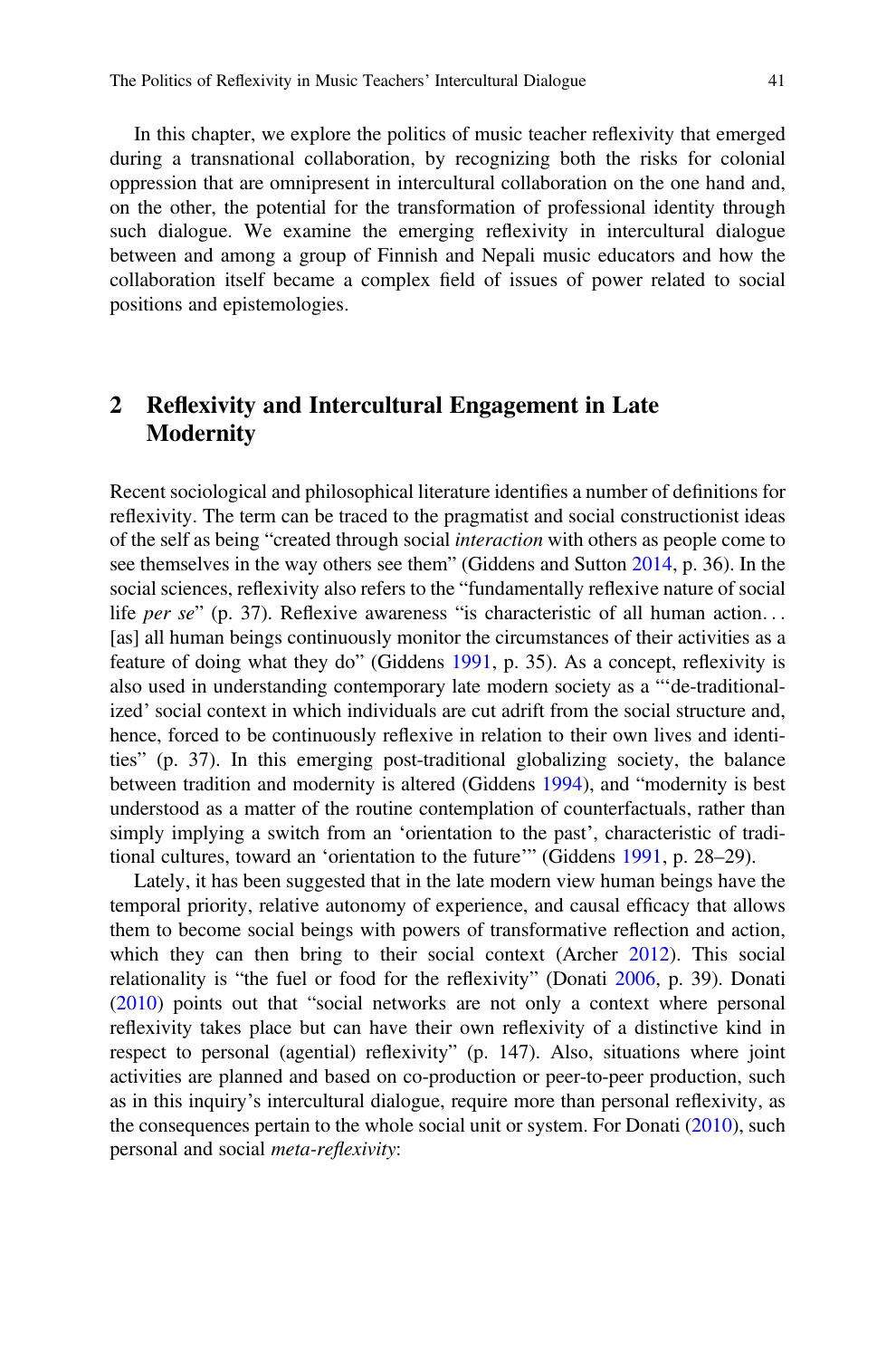In this chapter, we explore the politics of music teacher reflexivity that emerged during a transnational collaboration, by recognizing both the risks for colonial oppression that are omnipresent in intercultural collaboration on the one hand and, on the other, the potential for the transformation of professional identity through such dialogue. We examine the emerging reflexivity in intercultural dialogue between and among a group of Finnish and Nepali music educators and how the collaboration itself became a complex field of issues of power related to social positions and epistemologies.

## 2 Reflexivity and Intercultural Engagement in Late Modernity

Recent sociological and philosophical literature identifies a number of definitions for reflexivity. The term can be traced to the pragmatist and social constructionist ideas of the self as being "created through social *interaction* with others as people come to see themselves in the way others see them" (Giddens and Sutton 2014, p. 36). In the social sciences, reflexivity also refers to the "fundamentally reflexive nature of social life *per se*" (p. 37). Reflexive awareness "is characteristic of all human action... [as] all human beings continuously monitor the circumstances of their activities as a feature of doing what they do" (Giddens 1991, p. 35). As a concept, reflexivity is also used in understanding contemporary late modern society as a "'de-traditionalized' social context in which individuals are cut adrift from the social structure and, hence, forced to be continuously reflexive in relation to their own lives and identities" (p. 37). In this emerging post-traditional globalizing society, the balance between tradition and modernity is altered (Giddens 1994), and "modernity is best understood as a matter of the routine contemplation of counterfactuals, rather than simply implying a switch from an 'orientation to the past', characteristic of traditional cultures, toward an 'orientation to the future'" (Giddens 1991, p. 28–29).

Lately, it has been suggested that in the late modern view human beings have the temporal priority, relative autonomy of experience, and causal efficacy that allows them to become social beings with powers of transformative reflection and action, which they can then bring to their social context (Archer 2012). This social relationality is "the fuel or food for the reflexivity" (Donati 2006, p. 39). Donati (2010) points out that "social networks are not only a context where personal reflexivity takes place but can have their own reflexivity of a distinctive kind in respect to personal (agential) reflexivity" (p. 147). Also, situations where joint activities are planned and based on co-production or peer-to-peer production, such as in this inquiry's intercultural dialogue, require more than personal reflexivity, as the consequences pertain to the whole social unit or system. For Donati (2010), such personal and social *meta-reflexivity*: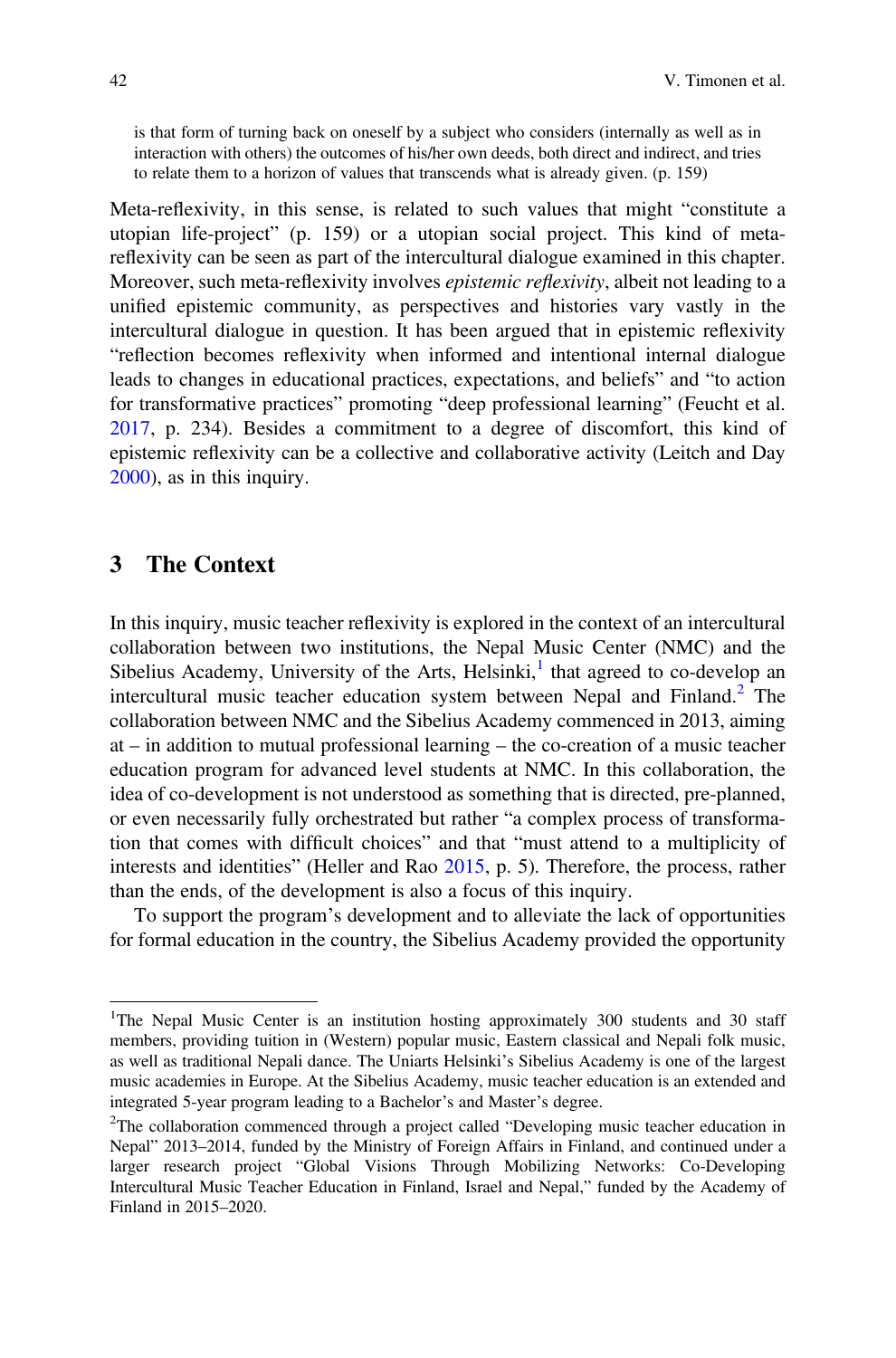> is that form of turning back on oneself by a subject who considers (internally as well as in interaction with others) the outcomes of his/her own deeds, both direct and indirect, and tries to relate them to a horizon of values that transcends what is already given. (p. 159)

Meta-reflexivity, in this sense, is related to such values that might "constitute a utopian life-project" (p. 159) or a utopian social project. This kind of meta-reflexivity can be seen as part of the intercultural dialogue examined in this chapter. Moreover, such meta-reflexivity involves *epistemic reflexivity*, albeit not leading to a unified epistemic community, as perspectives and histories vary vastly in the intercultural dialogue in question. It has been argued that in epistemic reflexivity "reflection becomes reflexivity when informed and intentional internal dialogue leads to changes in educational practices, expectations, and beliefs" and "to action for transformative practices" promoting "deep professional learning" (Feucht et al. 2017, p. 234). Besides a commitment to a degree of discomfort, this kind of epistemic reflexivity can be a collective and collaborative activity (Leitch and Day 2000), as in this inquiry.

## 3 The Context

In this inquiry, music teacher reflexivity is explored in the context of an intercultural collaboration between two institutions, the Nepal Music Center (NMC) and the Sibelius Academy, University of the Arts, Helsinki,[1] that agreed to co-develop an intercultural music teacher education system between Nepal and Finland.[2] The collaboration between NMC and the Sibelius Academy commenced in 2013, aiming at – in addition to mutual professional learning – the co-creation of a music teacher education program for advanced level students at NMC. In this collaboration, the idea of co-development is not understood as something that is directed, pre-planned, or even necessarily fully orchestrated but rather "a complex process of transformation that comes with difficult choices" and that "must attend to a multiplicity of interests and identities" (Heller and Rao 2015, p. 5). Therefore, the process, rather than the ends, of the development is also a focus of this inquiry.

To support the program's development and to alleviate the lack of opportunities for formal education in the country, the Sibelius Academy provided the opportunity

---

[1]The Nepal Music Center is an institution hosting approximately 300 students and 30 staff members, providing tuition in (Western) popular music, Eastern classical and Nepali folk music, as well as traditional Nepali dance. The Uniarts Helsinki's Sibelius Academy is one of the largest music academies in Europe. At the Sibelius Academy, music teacher education is an extended and integrated 5-year program leading to a Bachelor's and Master's degree.

[2]The collaboration commenced through a project called "Developing music teacher education in Nepal" 2013–2014, funded by the Ministry of Foreign Affairs in Finland, and continued under a larger research project "Global Visions Through Mobilizing Networks: Co-Developing Intercultural Music Teacher Education in Finland, Israel and Nepal," funded by the Academy of Finland in 2015–2020.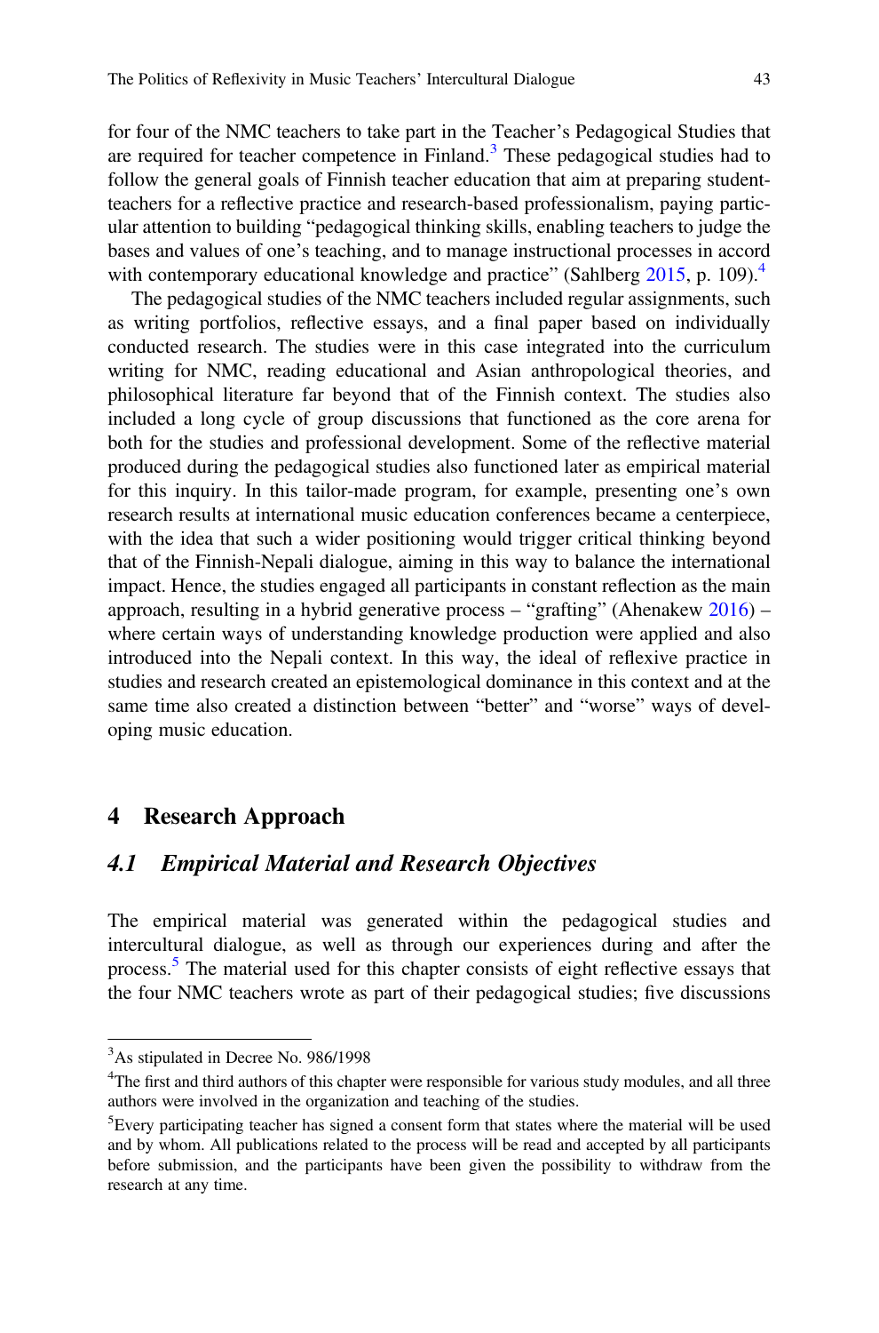for four of the NMC teachers to take part in the Teacher's Pedagogical Studies that are required for teacher competence in Finland.[3] These pedagogical studies had to follow the general goals of Finnish teacher education that aim at preparing student-teachers for a reflective practice and research-based professionalism, paying particular attention to building "pedagogical thinking skills, enabling teachers to judge the bases and values of one's teaching, and to manage instructional processes in accord with contemporary educational knowledge and practice" (Sahlberg 2015, p. 109).[4]

The pedagogical studies of the NMC teachers included regular assignments, such as writing portfolios, reflective essays, and a final paper based on individually conducted research. The studies were in this case integrated into the curriculum writing for NMC, reading educational and Asian anthropological theories, and philosophical literature far beyond that of the Finnish context. The studies also included a long cycle of group discussions that functioned as the core arena for both for the studies and professional development. Some of the reflective material produced during the pedagogical studies also functioned later as empirical material for this inquiry. In this tailor-made program, for example, presenting one's own research results at international music education conferences became a centerpiece, with the idea that such a wider positioning would trigger critical thinking beyond that of the Finnish-Nepali dialogue, aiming in this way to balance the international impact. Hence, the studies engaged all participants in constant reflection as the main approach, resulting in a hybrid generative process – "grafting" (Ahenakew 2016) – where certain ways of understanding knowledge production were applied and also introduced into the Nepali context. In this way, the ideal of reflexive practice in studies and research created an epistemological dominance in this context and at the same time also created a distinction between "better" and "worse" ways of developing music education.

## 4 Research Approach

### *4.1 Empirical Material and Research Objectives*

The empirical material was generated within the pedagogical studies and intercultural dialogue, as well as through our experiences during and after the process.[5] The material used for this chapter consists of eight reflective essays that the four NMC teachers wrote as part of their pedagogical studies; five discussions

---

[3]As stipulated in Decree No. 986/1998

[4]The first and third authors of this chapter were responsible for various study modules, and all three authors were involved in the organization and teaching of the studies.

[5]Every participating teacher has signed a consent form that states where the material will be used and by whom. All publications related to the process will be read and accepted by all participants before submission, and the participants have been given the possibility to withdraw from the research at any time.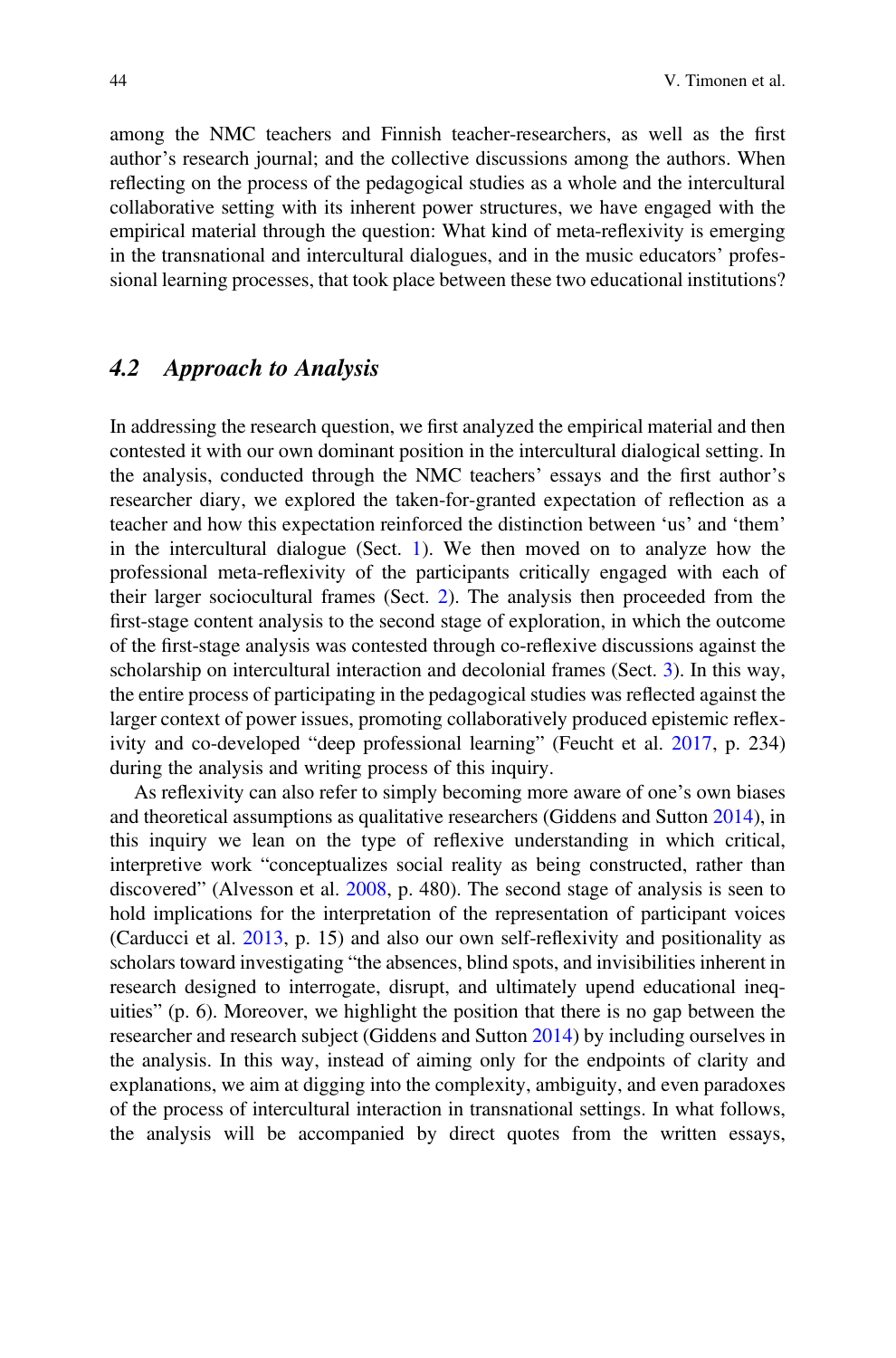among the NMC teachers and Finnish teacher-researchers, as well as the first author's research journal; and the collective discussions among the authors. When reflecting on the process of the pedagogical studies as a whole and the intercultural collaborative setting with its inherent power structures, we have engaged with the empirical material through the question: What kind of meta-reflexivity is emerging in the transnational and intercultural dialogues, and in the music educators' professional learning processes, that took place between these two educational institutions?

### *4.2 Approach to Analysis*

In addressing the research question, we first analyzed the empirical material and then contested it with our own dominant position in the intercultural dialogical setting. In the analysis, conducted through the NMC teachers' essays and the first author's researcher diary, we explored the taken-for-granted expectation of reflection as a teacher and how this expectation reinforced the distinction between 'us' and 'them' in the intercultural dialogue (Sect. 1). We then moved on to analyze how the professional meta-reflexivity of the participants critically engaged with each of their larger sociocultural frames (Sect. 2). The analysis then proceeded from the first-stage content analysis to the second stage of exploration, in which the outcome of the first-stage analysis was contested through co-reflexive discussions against the scholarship on intercultural interaction and decolonial frames (Sect. 3). In this way, the entire process of participating in the pedagogical studies was reflected against the larger context of power issues, promoting collaboratively produced epistemic reflexivity and co-developed "deep professional learning" (Feucht et al. 2017, p. 234) during the analysis and writing process of this inquiry.

As reflexivity can also refer to simply becoming more aware of one's own biases and theoretical assumptions as qualitative researchers (Giddens and Sutton 2014), in this inquiry we lean on the type of reflexive understanding in which critical, interpretive work "conceptualizes social reality as being constructed, rather than discovered" (Alvesson et al. 2008, p. 480). The second stage of analysis is seen to hold implications for the interpretation of the representation of participant voices (Carducci et al. 2013, p. 15) and also our own self-reflexivity and positionality as scholars toward investigating "the absences, blind spots, and invisibilities inherent in research designed to interrogate, disrupt, and ultimately upend educational inequities" (p. 6). Moreover, we highlight the position that there is no gap between the researcher and research subject (Giddens and Sutton 2014) by including ourselves in the analysis. In this way, instead of aiming only for the endpoints of clarity and explanations, we aim at digging into the complexity, ambiguity, and even paradoxes of the process of intercultural interaction in transnational settings. In what follows, the analysis will be accompanied by direct quotes from the written essays,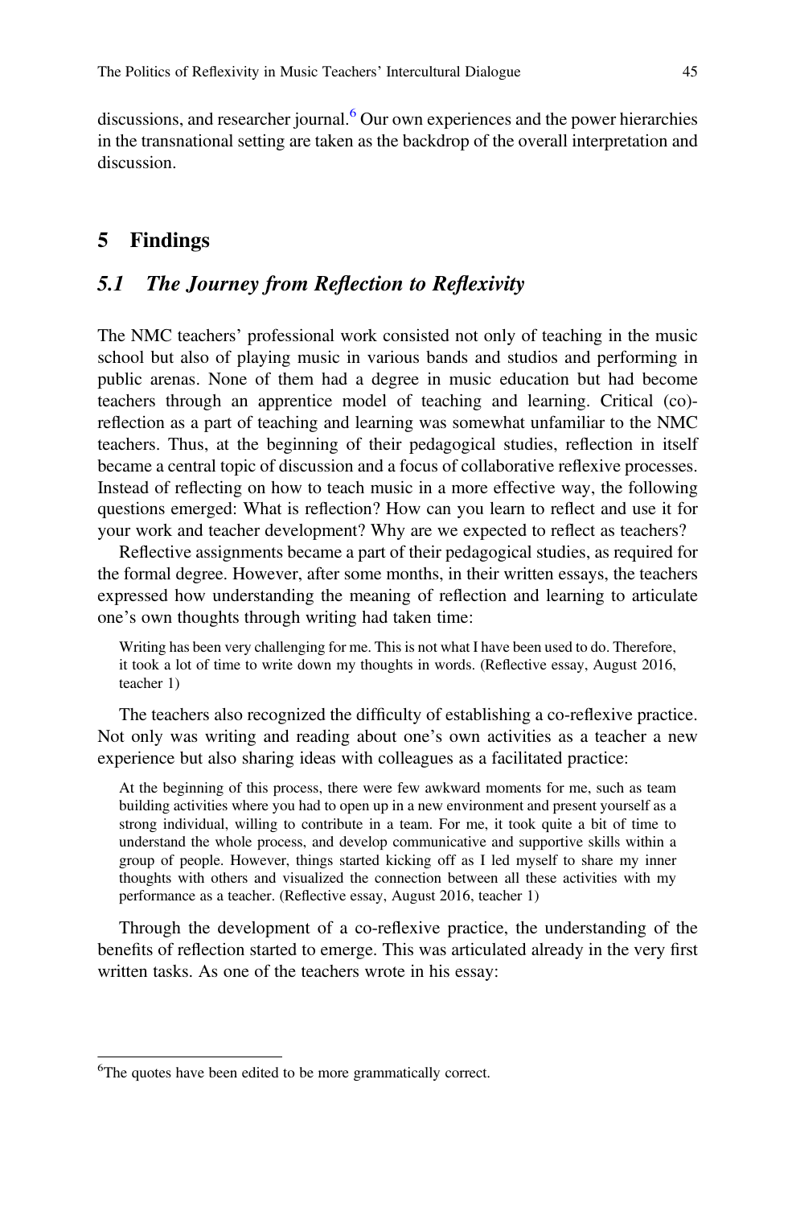discussions, and researcher journal.[6] Our own experiences and the power hierarchies in the transnational setting are taken as the backdrop of the overall interpretation and discussion.

## 5 Findings

### *5.1 The Journey from Reflection to Reflexivity*

The NMC teachers' professional work consisted not only of teaching in the music school but also of playing music in various bands and studios and performing in public arenas. None of them had a degree in music education but had become teachers through an apprentice model of teaching and learning. Critical (co)-reflection as a part of teaching and learning was somewhat unfamiliar to the NMC teachers. Thus, at the beginning of their pedagogical studies, reflection in itself became a central topic of discussion and a focus of collaborative reflexive processes. Instead of reflecting on how to teach music in a more effective way, the following questions emerged: What is reflection? How can you learn to reflect and use it for your work and teacher development? Why are we expected to reflect as teachers?

Reflective assignments became a part of their pedagogical studies, as required for the formal degree. However, after some months, in their written essays, the teachers expressed how understanding the meaning of reflection and learning to articulate one's own thoughts through writing had taken time:

> Writing has been very challenging for me. This is not what I have been used to do. Therefore, it took a lot of time to write down my thoughts in words. (Reflective essay, August 2016, teacher 1)

The teachers also recognized the difficulty of establishing a co-reflexive practice. Not only was writing and reading about one's own activities as a teacher a new experience but also sharing ideas with colleagues as a facilitated practice:

> At the beginning of this process, there were few awkward moments for me, such as team building activities where you had to open up in a new environment and present yourself as a strong individual, willing to contribute in a team. For me, it took quite a bit of time to understand the whole process, and develop communicative and supportive skills within a group of people. However, things started kicking off as I led myself to share my inner thoughts with others and visualized the connection between all these activities with my performance as a teacher. (Reflective essay, August 2016, teacher 1)

Through the development of a co-reflexive practice, the understanding of the benefits of reflection started to emerge. This was articulated already in the very first written tasks. As one of the teachers wrote in his essay:

---

[6] The quotes have been edited to be more grammatically correct.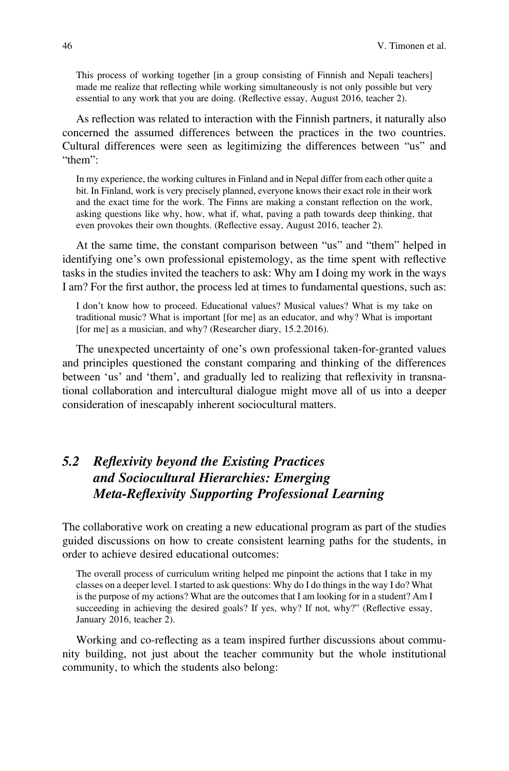> This process of working together [in a group consisting of Finnish and Nepali teachers] made me realize that reflecting while working simultaneously is not only possible but very essential to any work that you are doing. (Reflective essay, August 2016, teacher 2).

As reflection was related to interaction with the Finnish partners, it naturally also concerned the assumed differences between the practices in the two countries. Cultural differences were seen as legitimizing the differences between "us" and "them":

> In my experience, the working cultures in Finland and in Nepal differ from each other quite a bit. In Finland, work is very precisely planned, everyone knows their exact role in their work and the exact time for the work. The Finns are making a constant reflection on the work, asking questions like why, how, what if, what, paving a path towards deep thinking, that even provokes their own thoughts. (Reflective essay, August 2016, teacher 2).

At the same time, the constant comparison between "us" and "them" helped in identifying one's own professional epistemology, as the time spent with reflective tasks in the studies invited the teachers to ask: Why am I doing my work in the ways I am? For the first author, the process led at times to fundamental questions, such as:

> I don't know how to proceed. Educational values? Musical values? What is my take on traditional music? What is important [for me] as an educator, and why? What is important [for me] as a musician, and why? (Researcher diary, 15.2.2016).

The unexpected uncertainty of one's own professional taken-for-granted values and principles questioned the constant comparing and thinking of the differences between 'us' and 'them', and gradually led to realizing that reflexivity in transnational collaboration and intercultural dialogue might move all of us into a deeper consideration of inescapably inherent sociocultural matters.

## 5.2 *Reflexivity beyond the Existing Practices and Sociocultural Hierarchies: Emerging Meta-Reflexivity Supporting Professional Learning*

The collaborative work on creating a new educational program as part of the studies guided discussions on how to create consistent learning paths for the students, in order to achieve desired educational outcomes:

> The overall process of curriculum writing helped me pinpoint the actions that I take in my classes on a deeper level. I started to ask questions: Why do I do things in the way I do? What is the purpose of my actions? What are the outcomes that I am looking for in a student? Am I succeeding in achieving the desired goals? If yes, why? If not, why?" (Reflective essay, January 2016, teacher 2).

Working and co-reflecting as a team inspired further discussions about community building, not just about the teacher community but the whole institutional community, to which the students also belong: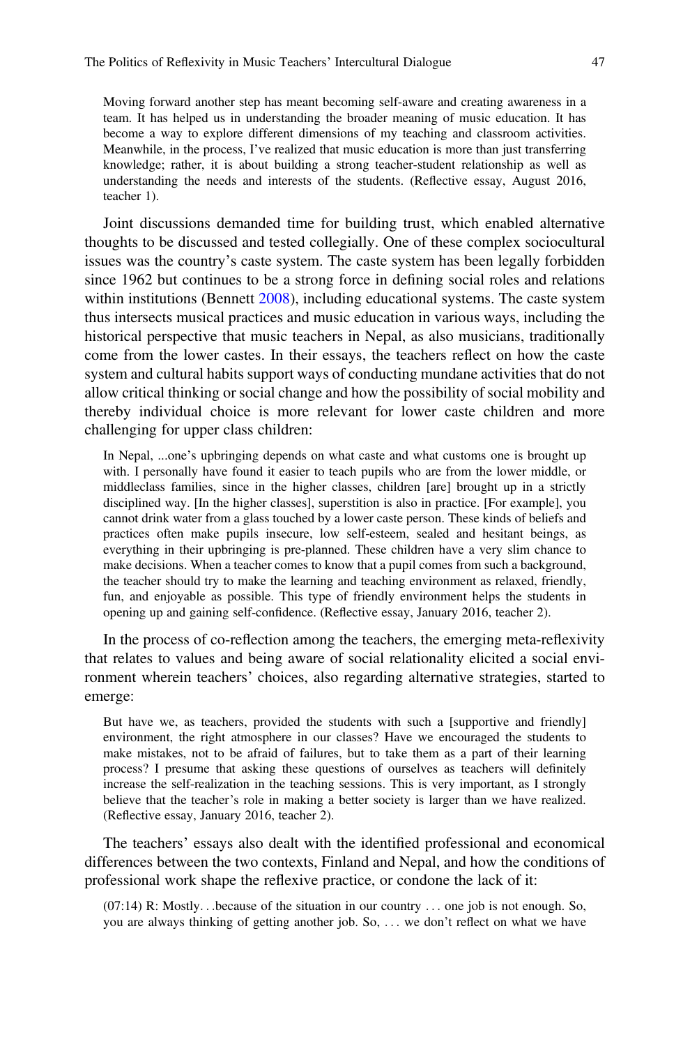> Moving forward another step has meant becoming self-aware and creating awareness in a team. It has helped us in understanding the broader meaning of music education. It has become a way to explore different dimensions of my teaching and classroom activities. Meanwhile, in the process, I've realized that music education is more than just transferring knowledge; rather, it is about building a strong teacher-student relationship as well as understanding the needs and interests of the students. (Reflective essay, August 2016, teacher 1).

Joint discussions demanded time for building trust, which enabled alternative thoughts to be discussed and tested collegially. One of these complex sociocultural issues was the country's caste system. The caste system has been legally forbidden since 1962 but continues to be a strong force in defining social roles and relations within institutions (Bennett 2008), including educational systems. The caste system thus intersects musical practices and music education in various ways, including the historical perspective that music teachers in Nepal, as also musicians, traditionally come from the lower castes. In their essays, the teachers reflect on how the caste system and cultural habits support ways of conducting mundane activities that do not allow critical thinking or social change and how the possibility of social mobility and thereby individual choice is more relevant for lower caste children and more challenging for upper class children:

> In Nepal, ...one's upbringing depends on what caste and what customs one is brought up with. I personally have found it easier to teach pupils who are from the lower middle, or middleclass families, since in the higher classes, children [are] brought up in a strictly disciplined way. [In the higher classes], superstition is also in practice. [For example], you cannot drink water from a glass touched by a lower caste person. These kinds of beliefs and practices often make pupils insecure, low self-esteem, sealed and hesitant beings, as everything in their upbringing is pre-planned. These children have a very slim chance to make decisions. When a teacher comes to know that a pupil comes from such a background, the teacher should try to make the learning and teaching environment as relaxed, friendly, fun, and enjoyable as possible. This type of friendly environment helps the students in opening up and gaining self-confidence. (Reflective essay, January 2016, teacher 2).

In the process of co-reflection among the teachers, the emerging meta-reflexivity that relates to values and being aware of social relationality elicited a social environment wherein teachers' choices, also regarding alternative strategies, started to emerge:

> But have we, as teachers, provided the students with such a [supportive and friendly] environment, the right atmosphere in our classes? Have we encouraged the students to make mistakes, not to be afraid of failures, but to take them as a part of their learning process? I presume that asking these questions of ourselves as teachers will definitely increase the self-realization in the teaching sessions. This is very important, as I strongly believe that the teacher's role in making a better society is larger than we have realized. (Reflective essay, January 2016, teacher 2).

The teachers' essays also dealt with the identified professional and economical differences between the two contexts, Finland and Nepal, and how the conditions of professional work shape the reflexive practice, or condone the lack of it:

> (07:14) R: Mostly…because of the situation in our country … one job is not enough. So, you are always thinking of getting another job. So, … we don't reflect on what we have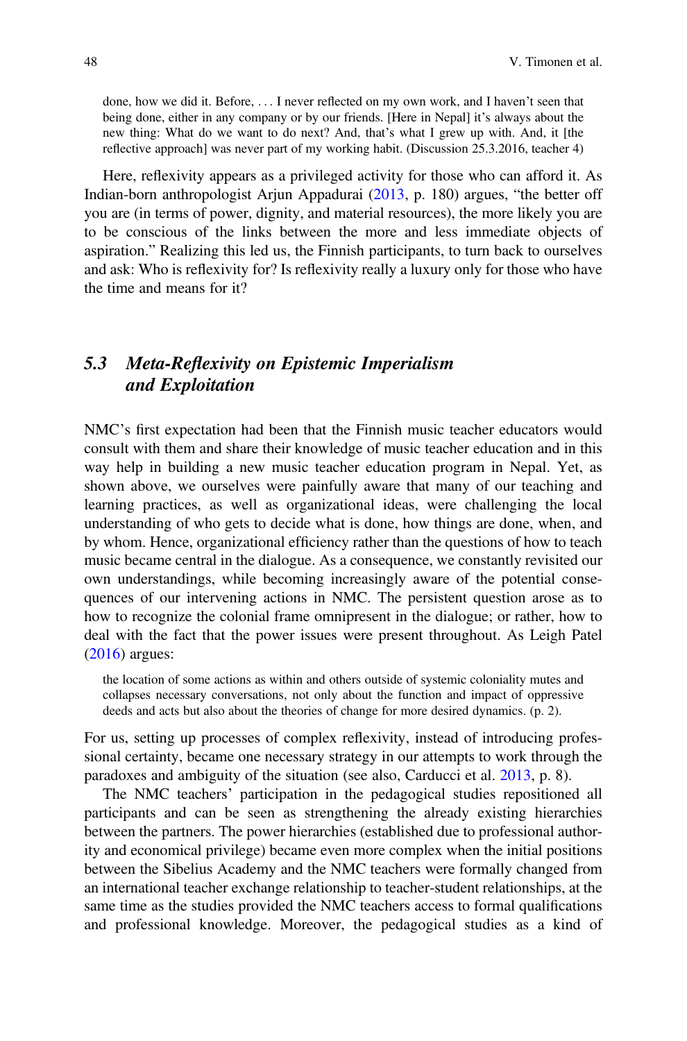> done, how we did it. Before, . . . I never reflected on my own work, and I haven't seen that being done, either in any company or by our friends. [Here in Nepal] it's always about the new thing: What do we want to do next? And, that's what I grew up with. And, it [the reflective approach] was never part of my working habit. (Discussion 25.3.2016, teacher 4)

Here, reflexivity appears as a privileged activity for those who can afford it. As Indian-born anthropologist Arjun Appadurai (2013, p. 180) argues, "the better off you are (in terms of power, dignity, and material resources), the more likely you are to be conscious of the links between the more and less immediate objects of aspiration." Realizing this led us, the Finnish participants, to turn back to ourselves and ask: Who is reflexivity for? Is reflexivity really a luxury only for those who have the time and means for it?

### *5.3 Meta-Reflexivity on Epistemic Imperialism and Exploitation*

NMC's first expectation had been that the Finnish music teacher educators would consult with them and share their knowledge of music teacher education and in this way help in building a new music teacher education program in Nepal. Yet, as shown above, we ourselves were painfully aware that many of our teaching and learning practices, as well as organizational ideas, were challenging the local understanding of who gets to decide what is done, how things are done, when, and by whom. Hence, organizational efficiency rather than the questions of how to teach music became central in the dialogue. As a consequence, we constantly revisited our own understandings, while becoming increasingly aware of the potential consequences of our intervening actions in NMC. The persistent question arose as to how to recognize the colonial frame omnipresent in the dialogue; or rather, how to deal with the fact that the power issues were present throughout. As Leigh Patel (2016) argues:

> the location of some actions as within and others outside of systemic coloniality mutes and collapses necessary conversations, not only about the function and impact of oppressive deeds and acts but also about the theories of change for more desired dynamics. (p. 2).

For us, setting up processes of complex reflexivity, instead of introducing professional certainty, became one necessary strategy in our attempts to work through the paradoxes and ambiguity of the situation (see also, Carducci et al. 2013, p. 8).

The NMC teachers' participation in the pedagogical studies repositioned all participants and can be seen as strengthening the already existing hierarchies between the partners. The power hierarchies (established due to professional authority and economical privilege) became even more complex when the initial positions between the Sibelius Academy and the NMC teachers were formally changed from an international teacher exchange relationship to teacher-student relationships, at the same time as the studies provided the NMC teachers access to formal qualifications and professional knowledge. Moreover, the pedagogical studies as a kind of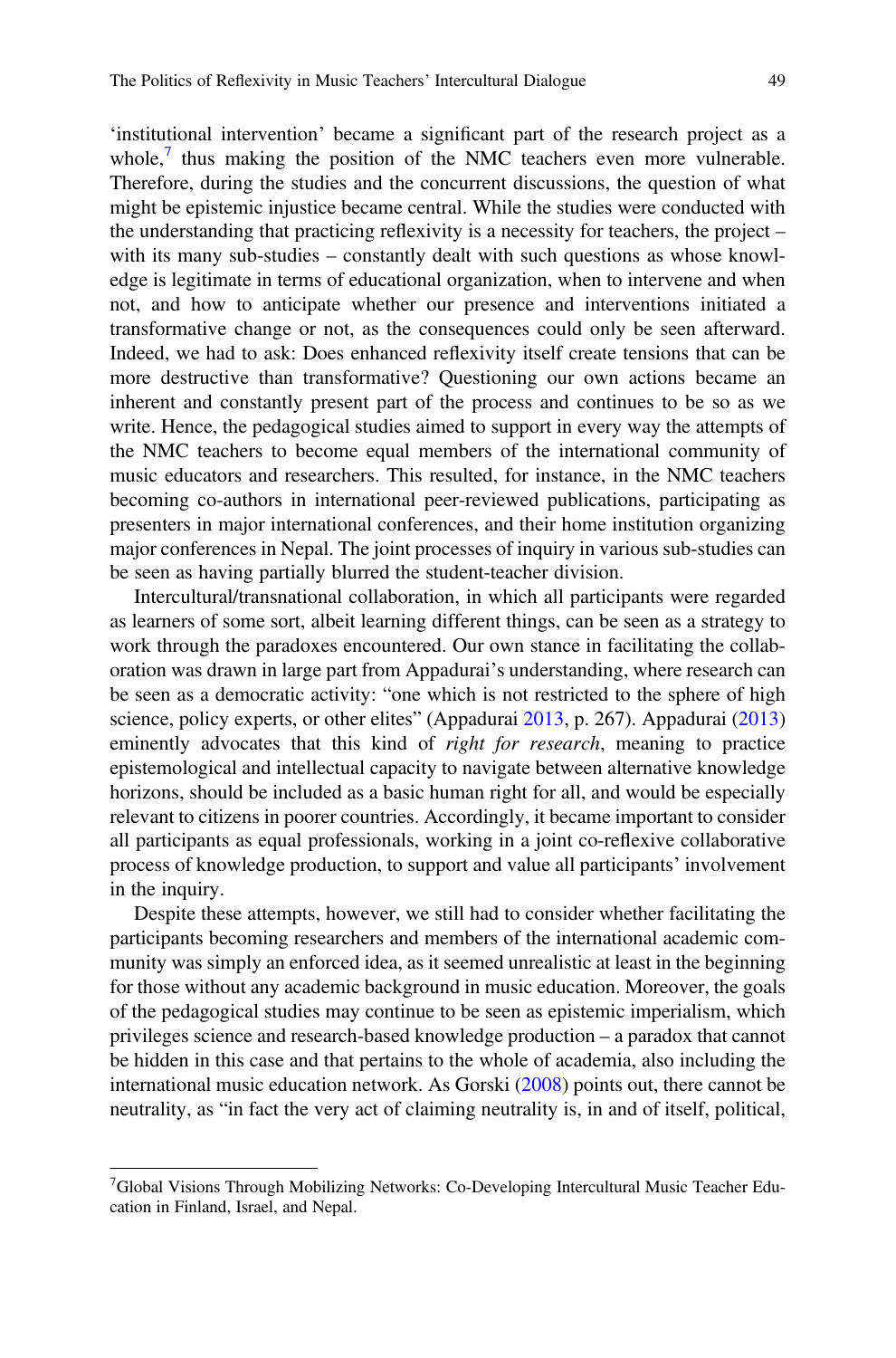'institutional intervention' became a significant part of the research project as a whole,[7] thus making the position of the NMC teachers even more vulnerable. Therefore, during the studies and the concurrent discussions, the question of what might be epistemic injustice became central. While the studies were conducted with the understanding that practicing reflexivity is a necessity for teachers, the project – with its many sub-studies – constantly dealt with such questions as whose knowledge is legitimate in terms of educational organization, when to intervene and when not, and how to anticipate whether our presence and interventions initiated a transformative change or not, as the consequences could only be seen afterward. Indeed, we had to ask: Does enhanced reflexivity itself create tensions that can be more destructive than transformative? Questioning our own actions became an inherent and constantly present part of the process and continues to be so as we write. Hence, the pedagogical studies aimed to support in every way the attempts of the NMC teachers to become equal members of the international community of music educators and researchers. This resulted, for instance, in the NMC teachers becoming co-authors in international peer-reviewed publications, participating as presenters in major international conferences, and their home institution organizing major conferences in Nepal. The joint processes of inquiry in various sub-studies can be seen as having partially blurred the student-teacher division.

Intercultural/transnational collaboration, in which all participants were regarded as learners of some sort, albeit learning different things, can be seen as a strategy to work through the paradoxes encountered. Our own stance in facilitating the collaboration was drawn in large part from Appadurai's understanding, where research can be seen as a democratic activity: "one which is not restricted to the sphere of high science, policy experts, or other elites" (Appadurai 2013, p. 267). Appadurai (2013) eminently advocates that this kind of *right for research*, meaning to practice epistemological and intellectual capacity to navigate between alternative knowledge horizons, should be included as a basic human right for all, and would be especially relevant to citizens in poorer countries. Accordingly, it became important to consider all participants as equal professionals, working in a joint co-reflexive collaborative process of knowledge production, to support and value all participants' involvement in the inquiry.

Despite these attempts, however, we still had to consider whether facilitating the participants becoming researchers and members of the international academic community was simply an enforced idea, as it seemed unrealistic at least in the beginning for those without any academic background in music education. Moreover, the goals of the pedagogical studies may continue to be seen as epistemic imperialism, which privileges science and research-based knowledge production – a paradox that cannot be hidden in this case and that pertains to the whole of academia, also including the international music education network. As Gorski (2008) points out, there cannot be neutrality, as "in fact the very act of claiming neutrality is, in and of itself, political,

---

[7] Global Visions Through Mobilizing Networks: Co-Developing Intercultural Music Teacher Education in Finland, Israel, and Nepal.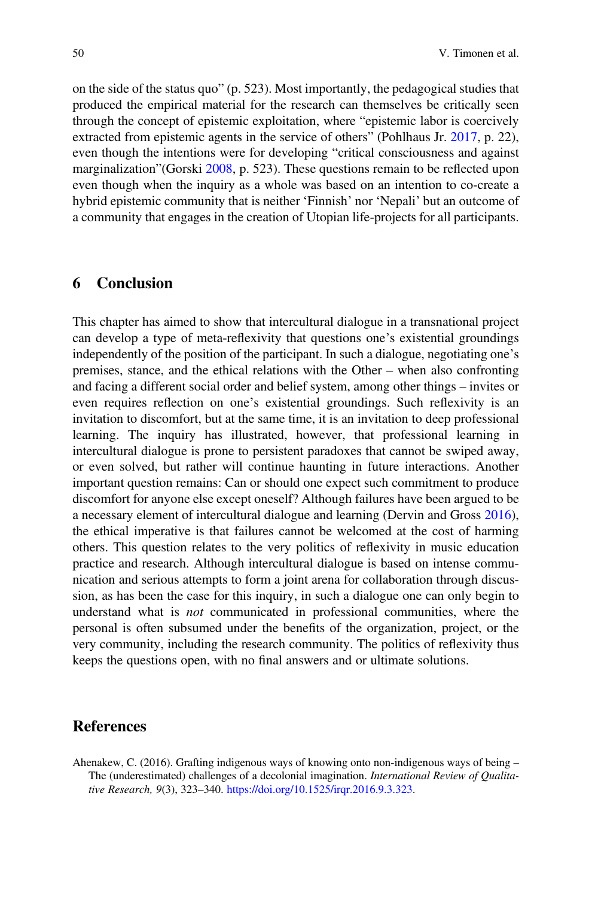on the side of the status quo" (p. 523). Most importantly, the pedagogical studies that produced the empirical material for the research can themselves be critically seen through the concept of epistemic exploitation, where "epistemic labor is coercively extracted from epistemic agents in the service of others" (Pohlhaus Jr. 2017, p. 22), even though the intentions were for developing "critical consciousness and against marginalization"(Gorski 2008, p. 523). These questions remain to be reflected upon even though when the inquiry as a whole was based on an intention to co-create a hybrid epistemic community that is neither 'Finnish' nor 'Nepali' but an outcome of a community that engages in the creation of Utopian life-projects for all participants.

## 6 Conclusion

This chapter has aimed to show that intercultural dialogue in a transnational project can develop a type of meta-reflexivity that questions one's existential groundings independently of the position of the participant. In such a dialogue, negotiating one's premises, stance, and the ethical relations with the Other – when also confronting and facing a different social order and belief system, among other things – invites or even requires reflection on one's existential groundings. Such reflexivity is an invitation to discomfort, but at the same time, it is an invitation to deep professional learning. The inquiry has illustrated, however, that professional learning in intercultural dialogue is prone to persistent paradoxes that cannot be swiped away, or even solved, but rather will continue haunting in future interactions. Another important question remains: Can or should one expect such commitment to produce discomfort for anyone else except oneself? Although failures have been argued to be a necessary element of intercultural dialogue and learning (Dervin and Gross 2016), the ethical imperative is that failures cannot be welcomed at the cost of harming others. This question relates to the very politics of reflexivity in music education practice and research. Although intercultural dialogue is based on intense communication and serious attempts to form a joint arena for collaboration through discussion, as has been the case for this inquiry, in such a dialogue one can only begin to understand what is *not* communicated in professional communities, where the personal is often subsumed under the benefits of the organization, project, or the very community, including the research community. The politics of reflexivity thus keeps the questions open, with no final answers and or ultimate solutions.

## References

Ahenakew, C. (2016). Grafting indigenous ways of knowing onto non-indigenous ways of being – The (underestimated) challenges of a decolonial imagination. *International Review of Qualitative Research, 9*(3), 323–340. https://doi.org/10.1525/irqr.2016.9.3.323.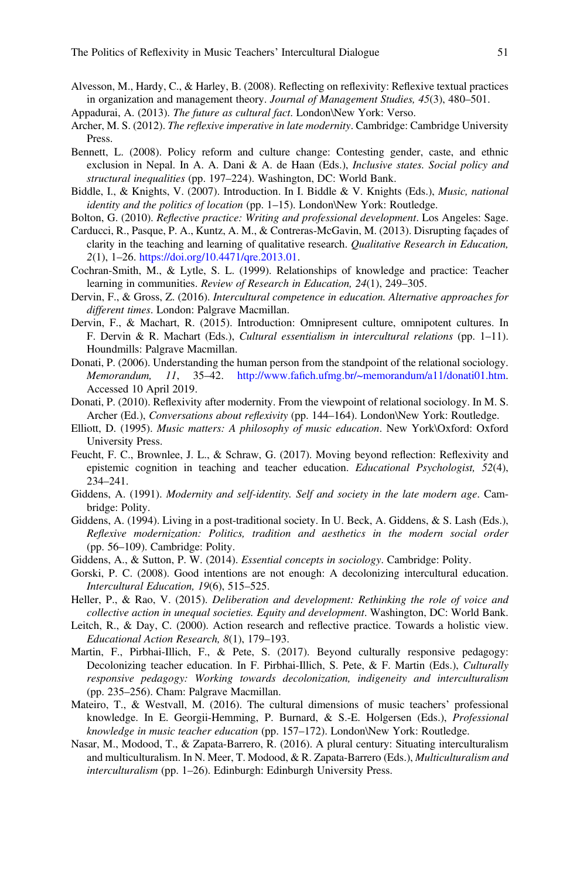Alvesson, M., Hardy, C., & Harley, B. (2008). Reflecting on reflexivity: Reflexive textual practices in organization and management theory. *Journal of Management Studies, 45*(3), 480–501.

Appadurai, A. (2013). *The future as cultural fact*. London\New York: Verso.

Archer, M. S. (2012). *The reflexive imperative in late modernity*. Cambridge: Cambridge University Press.

Bennett, L. (2008). Policy reform and culture change: Contesting gender, caste, and ethnic exclusion in Nepal. In A. A. Dani & A. de Haan (Eds.), *Inclusive states. Social policy and structural inequalities* (pp. 197–224). Washington, DC: World Bank.

Biddle, I., & Knights, V. (2007). Introduction. In I. Biddle & V. Knights (Eds.), *Music, national identity and the politics of location* (pp. 1–15). London\New York: Routledge.

Bolton, G. (2010). *Reflective practice: Writing and professional development*. Los Angeles: Sage.

Carducci, R., Pasque, P. A., Kuntz, A. M., & Contreras-McGavin, M. (2013). Disrupting façades of clarity in the teaching and learning of qualitative research. *Qualitative Research in Education, 2*(1), 1–26. https://doi.org/10.4471/qre.2013.01.

Cochran-Smith, M., & Lytle, S. L. (1999). Relationships of knowledge and practice: Teacher learning in communities. *Review of Research in Education, 24*(1), 249–305.

Dervin, F., & Gross, Z. (2016). *Intercultural competence in education. Alternative approaches for different times*. London: Palgrave Macmillan.

Dervin, F., & Machart, R. (2015). Introduction: Omnipresent culture, omnipotent cultures. In F. Dervin & R. Machart (Eds.), *Cultural essentialism in intercultural relations* (pp. 1–11). Houndmills: Palgrave Macmillan.

Donati, P. (2006). Understanding the human person from the standpoint of the relational sociology. *Memorandum, 11*, 35–42. http://www.fafich.ufmg.br/~memorandum/a11/donati01.htm. Accessed 10 April 2019.

Donati, P. (2010). Reflexivity after modernity. From the viewpoint of relational sociology. In M. S. Archer (Ed.), *Conversations about reflexivity* (pp. 144–164). London\New York: Routledge.

Elliott, D. (1995). *Music matters: A philosophy of music education*. New York\Oxford: Oxford University Press.

Feucht, F. C., Brownlee, J. L., & Schraw, G. (2017). Moving beyond reflection: Reflexivity and epistemic cognition in teaching and teacher education. *Educational Psychologist, 52*(4), 234–241.

Giddens, A. (1991). *Modernity and self-identity. Self and society in the late modern age*. Cambridge: Polity.

Giddens, A. (1994). Living in a post-traditional society. In U. Beck, A. Giddens, & S. Lash (Eds.), *Reflexive modernization: Politics, tradition and aesthetics in the modern social order* (pp. 56–109). Cambridge: Polity.

Giddens, A., & Sutton, P. W. (2014). *Essential concepts in sociology*. Cambridge: Polity.

Gorski, P. C. (2008). Good intentions are not enough: A decolonizing intercultural education. *Intercultural Education, 19*(6), 515–525.

Heller, P., & Rao, V. (2015). *Deliberation and development: Rethinking the role of voice and collective action in unequal societies. Equity and development*. Washington, DC: World Bank.

Leitch, R., & Day, C. (2000). Action research and reflective practice. Towards a holistic view. *Educational Action Research, 8*(1), 179–193.

Martin, F., Pirbhai-Illich, F., & Pete, S. (2017). Beyond culturally responsive pedagogy: Decolonizing teacher education. In F. Pirbhai-Illich, S. Pete, & F. Martin (Eds.), *Culturally responsive pedagogy: Working towards decolonization, indigeneity and interculturalism* (pp. 235–256). Cham: Palgrave Macmillan.

Mateiro, T., & Westvall, M. (2016). The cultural dimensions of music teachers' professional knowledge. In E. Georgii-Hemming, P. Burnard, & S.-E. Holgersen (Eds.), *Professional knowledge in music teacher education* (pp. 157–172). London\New York: Routledge.

Nasar, M., Modood, T., & Zapata-Barrero, R. (2016). A plural century: Situating interculturalism and multiculturalism. In N. Meer, T. Modood, & R. Zapata-Barrero (Eds.), *Multiculturalism and interculturalism* (pp. 1–26). Edinburgh: Edinburgh University Press.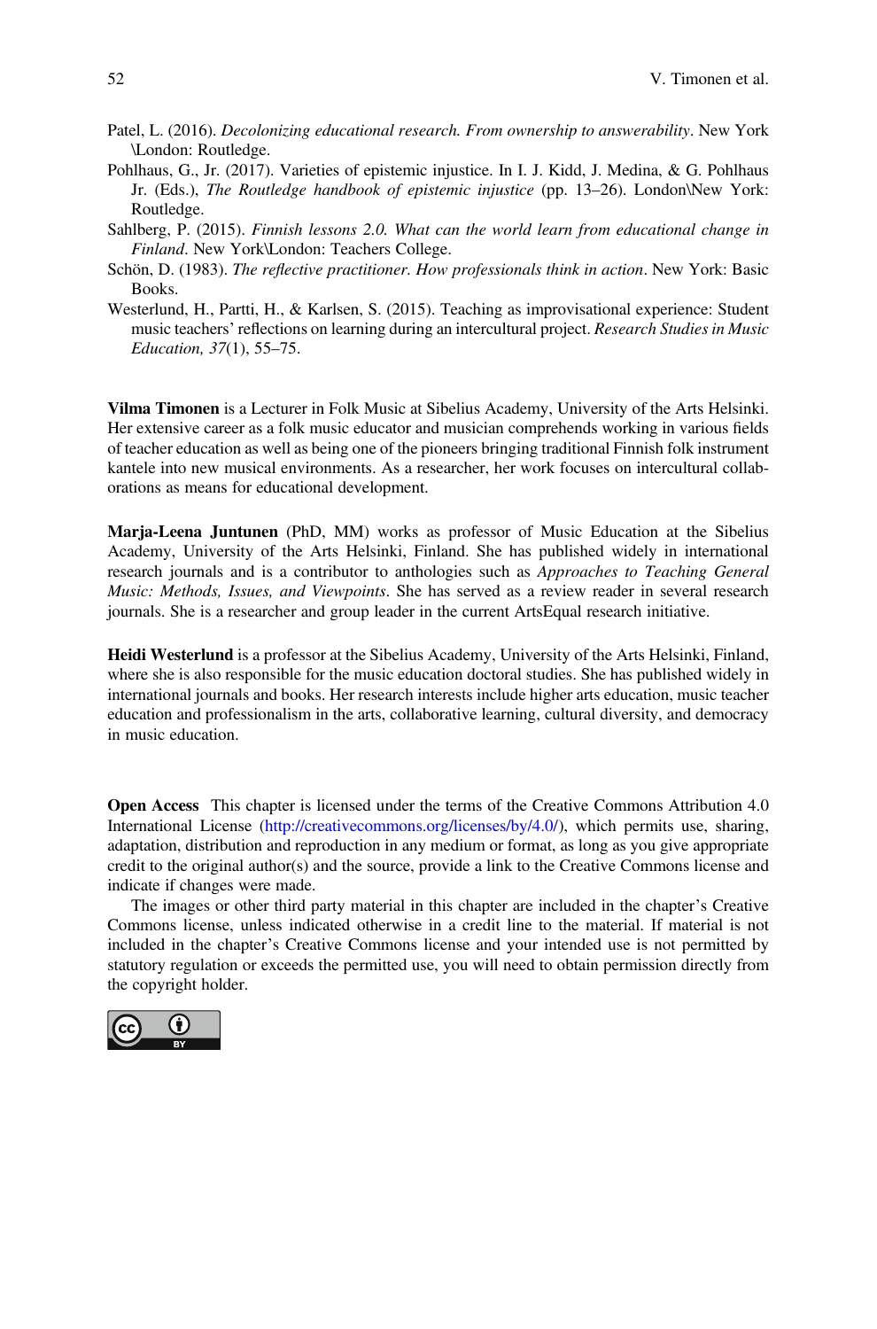Patel, L. (2016). *Decolonizing educational research. From ownership to answerability*. New York \London: Routledge.

Pohlhaus, G., Jr. (2017). Varieties of epistemic injustice. In I. J. Kidd, J. Medina, & G. Pohlhaus Jr. (Eds.), *The Routledge handbook of epistemic injustice* (pp. 13–26). London\New York: Routledge.

Sahlberg, P. (2015). *Finnish lessons 2.0. What can the world learn from educational change in Finland*. New York\London: Teachers College.

Schön, D. (1983). *The reflective practitioner. How professionals think in action*. New York: Basic Books.

Westerlund, H., Partti, H., & Karlsen, S. (2015). Teaching as improvisational experience: Student music teachers' reflections on learning during an intercultural project. *Research Studies in Music Education, 37*(1), 55–75.

**Vilma Timonen** is a Lecturer in Folk Music at Sibelius Academy, University of the Arts Helsinki. Her extensive career as a folk music educator and musician comprehends working in various fields of teacher education as well as being one of the pioneers bringing traditional Finnish folk instrument kantele into new musical environments. As a researcher, her work focuses on intercultural collaborations as means for educational development.

**Marja-Leena Juntunen** (PhD, MM) works as professor of Music Education at the Sibelius Academy, University of the Arts Helsinki, Finland. She has published widely in international research journals and is a contributor to anthologies such as *Approaches to Teaching General Music: Methods, Issues, and Viewpoints*. She has served as a review reader in several research journals. She is a researcher and group leader in the current ArtsEqual research initiative.

**Heidi Westerlund** is a professor at the Sibelius Academy, University of the Arts Helsinki, Finland, where she is also responsible for the music education doctoral studies. She has published widely in international journals and books. Her research interests include higher arts education, music teacher education and professionalism in the arts, collaborative learning, cultural diversity, and democracy in music education.

**Open Access** This chapter is licensed under the terms of the Creative Commons Attribution 4.0 International License (http://creativecommons.org/licenses/by/4.0/), which permits use, sharing, adaptation, distribution and reproduction in any medium or format, as long as you give appropriate credit to the original author(s) and the source, provide a link to the Creative Commons license and indicate if changes were made.

The images or other third party material in this chapter are included in the chapter's Creative Commons license, unless indicated otherwise in a credit line to the material. If material is not included in the chapter's Creative Commons license and your intended use is not permitted by statutory regulation or exceeds the permitted use, you will need to obtain permission directly from the copyright holder.